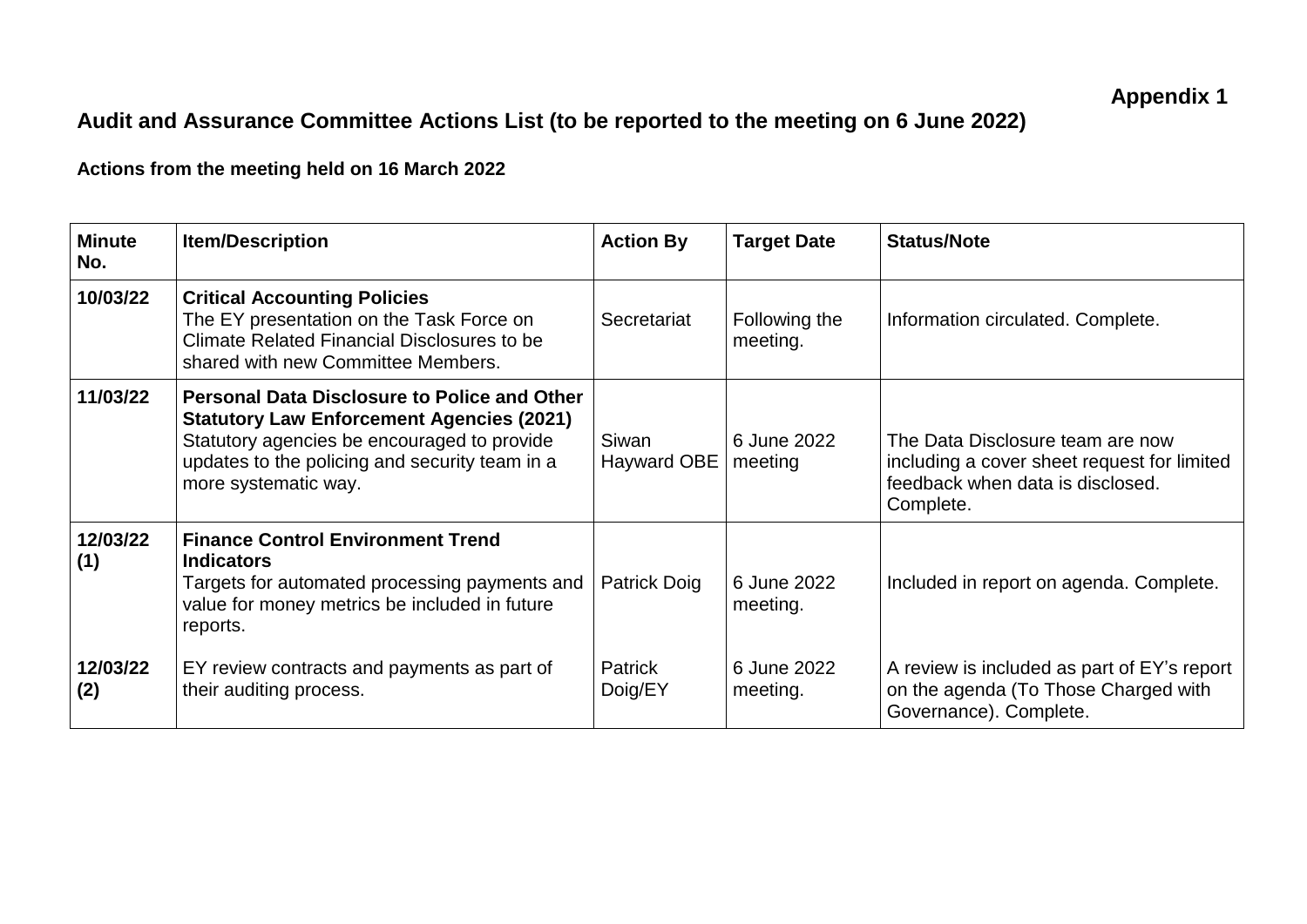**Appendix 1**

## Audit and Assurance Committee Actions List (to be reported to the meeting on 6 June 2022)

### Actions from the meeting held on 16 March 2022

| Minute No. | Item/Description | Action By | Target Date | Status/Note |
|---|---|---|---|---|
| **10/03/22** | **Critical Accounting Policies** The EY presentation on the Task Force on Climate Related Financial Disclosures to be shared with new Committee Members. | Secretariat | Following the meeting. | Information circulated. Complete. |
| **11/03/22** | **Personal Data Disclosure to Police and Other Statutory Law Enforcement Agencies (2021)** Statutory agencies be encouraged to provide updates to the policing and security team in a more systematic way. | Siwan Hayward OBE | 6 June 2022 meeting | The Data Disclosure team are now including a cover sheet request for limited feedback when data is disclosed. Complete. |
| **12/03/22 (1)** | **Finance Control Environment Trend Indicators** Targets for automated processing payments and value for money metrics be included in future reports. | Patrick Doig | 6 June 2022 meeting. | Included in report on agenda. Complete. |
| **12/03/22 (2)** | EY review contracts and payments as part of their auditing process. | Patrick Doig/EY | 6 June 2022 meeting. | A review is included as part of EY's report on the agenda (To Those Charged with Governance). Complete. |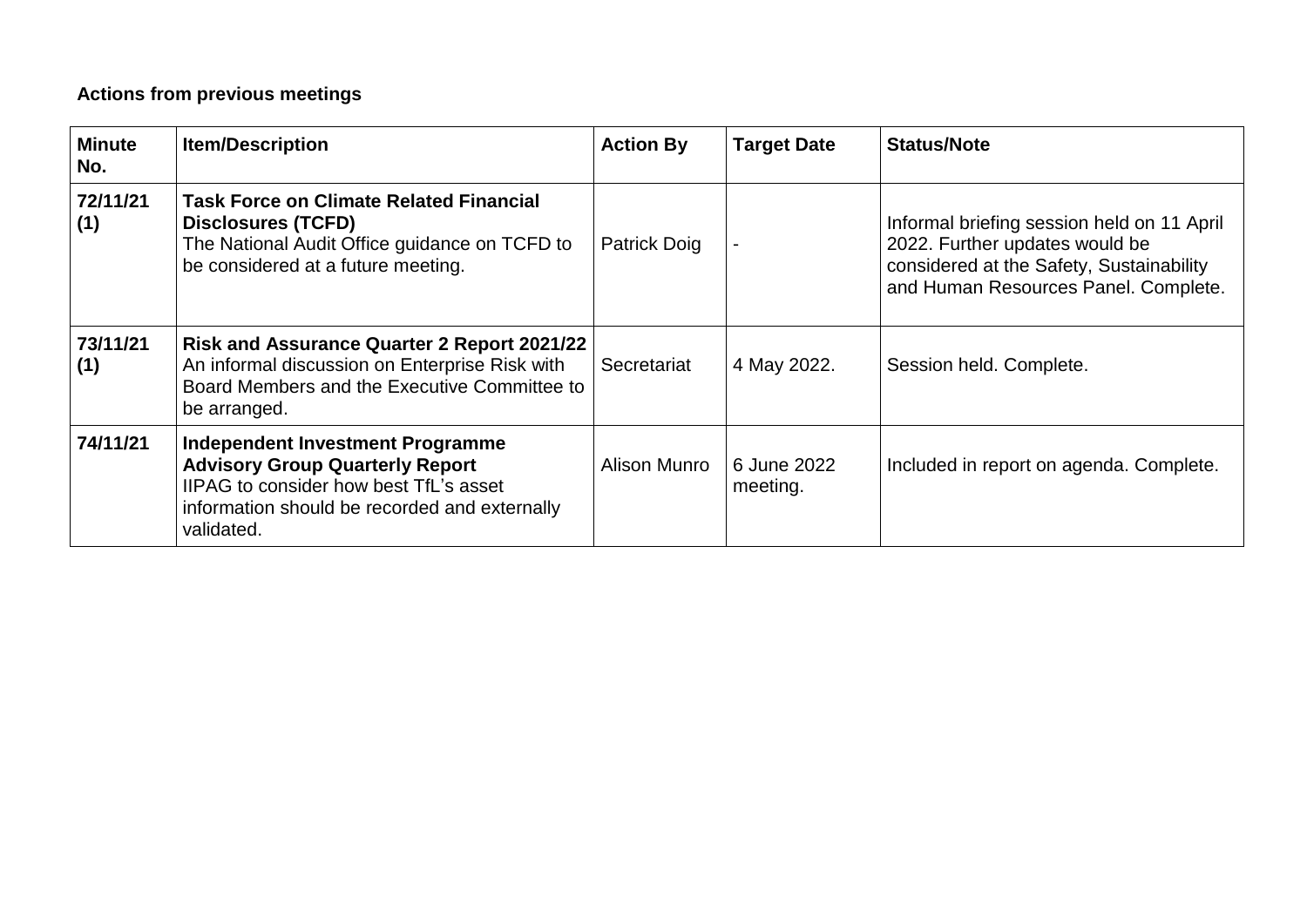**Actions from previous meetings**

| Minute No. | Item/Description | Action By | Target Date | Status/Note |
|---|---|---|---|---|
| **72/11/21 (1)** | **Task Force on Climate Related Financial Disclosures (TCFD)** The National Audit Office guidance on TCFD to be considered at a future meeting. | Patrick Doig | - | Informal briefing session held on 11 April 2022. Further updates would be considered at the Safety, Sustainability and Human Resources Panel. Complete. |
| **73/11/21 (1)** | **Risk and Assurance Quarter 2 Report 2021/22** An informal discussion on Enterprise Risk with Board Members and the Executive Committee to be arranged. | Secretariat | 4 May 2022. | Session held. Complete. |
| **74/11/21** | **Independent Investment Programme Advisory Group Quarterly Report** IIPAG to consider how best TfL's asset information should be recorded and externally validated. | Alison Munro | 6 June 2022 meeting. | Included in report on agenda. Complete. |